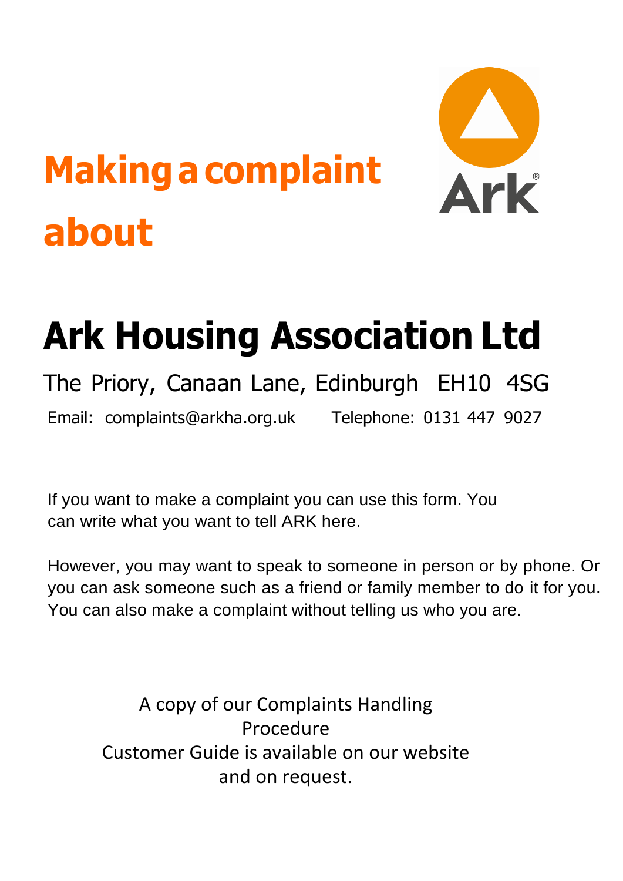# Making a complaint about

Ark

# Ark Housing Association Ltd

The Priory, Canaan Lane, Edinburgh EH10 4SG

Email: complaints@arkha.org.uk Telephone: 0131 447 9027

If you want to make a complaint you can use this form. You can write what you want to tell ARK here.

However, you may want to speak to someone in person or by phone. Or you can ask someone such as a friend or family member to do it for you. You can also make a complaint without telling us who you are.

A copy of our Complaints Handling Procedure Customer Guide is available on our website and on request.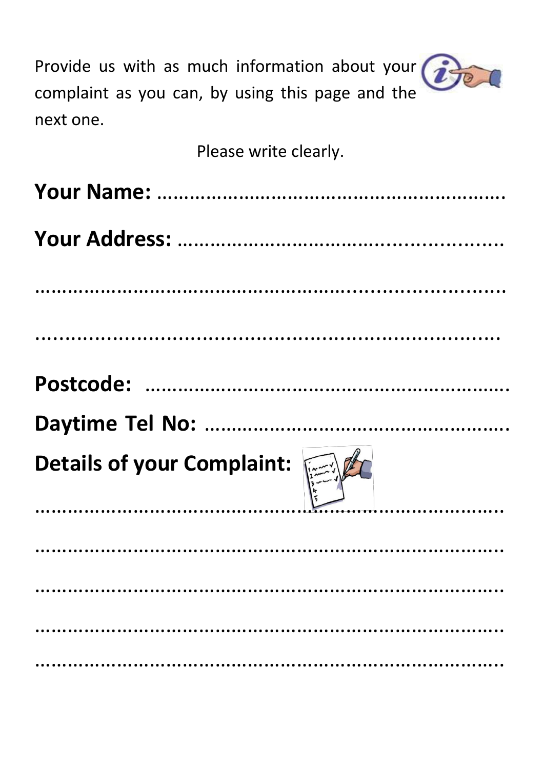Provide us with as much information about your complaint as you can, by using this page and the next one.

Please write clearly.

**Your Name:** ……………………………………………………………

**Your Address:** ……………………………………………………

……………………………………………………………………………

……………………………………………………………………………

**Postcode:** ……………………………………………………………

**Daytime Tel No:** ………………………………………………

**Details of your Complaint:**

……………………………………………………………………………

……………………………………………………………………………

……………………………………………………………………………

……………………………………………………………………………

……………………………………………………………………………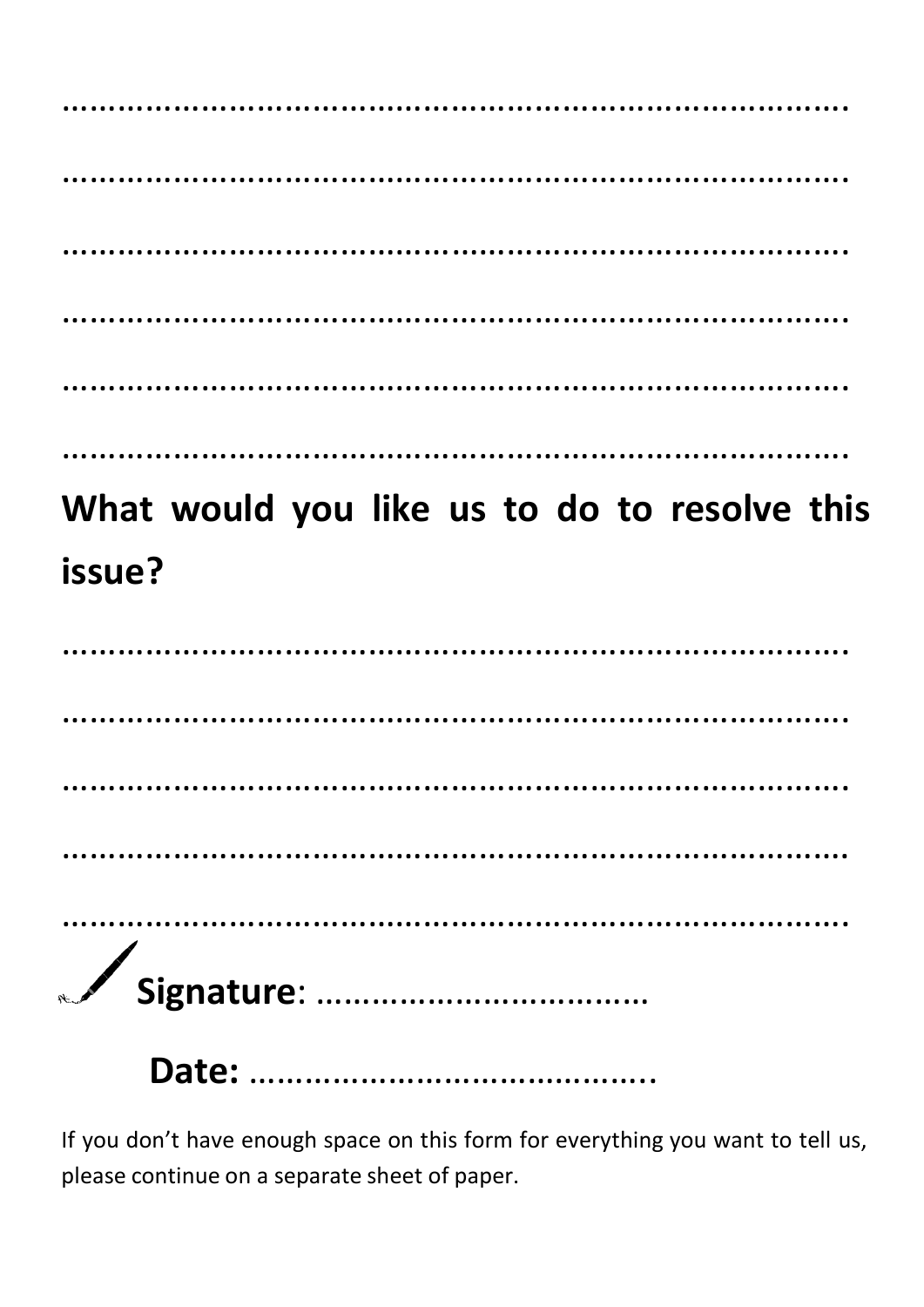……………………………………………………………………………

……………………………………………………………………………

……………………………………………………………………………

……………………………………………………………………………

……………………………………………………………………………

……………………………………………………………………………

## What would you like us to do to resolve this issue?

……………………………………………………………………………

……………………………………………………………………………

……………………………………………………………………………

……………………………………………………………………………

……………………………………………………………………………

**Signature**: ………………………………

**Date:** …………………………………..

If you don't have enough space on this form for everything you want to tell us, please continue on a separate sheet of paper.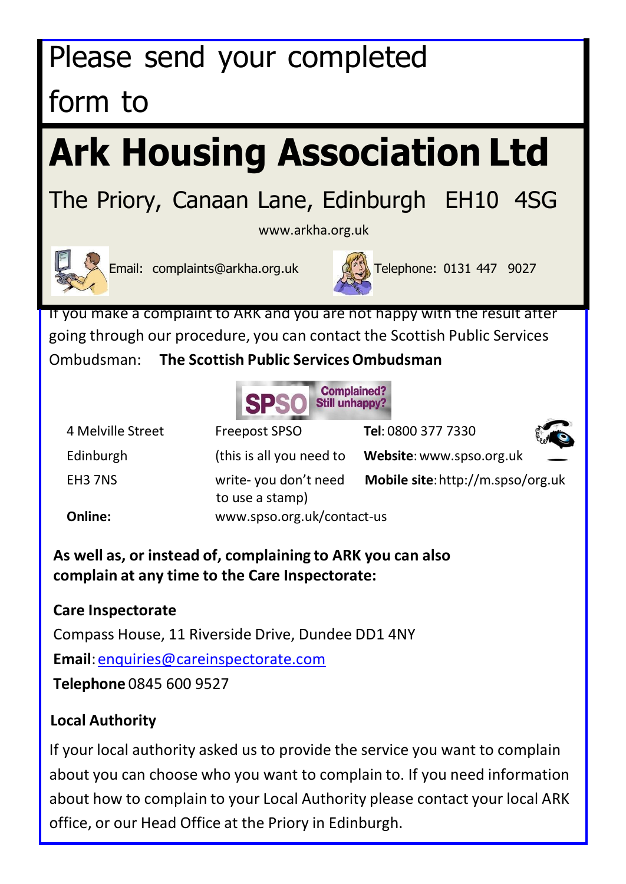# Please send your completed form to

# Ark Housing Association Ltd

The Priory, Canaan Lane, Edinburgh EH10 4SG

www.arkha.org.uk

Email: complaints@arkha.org.uk

Telephone: 0131 447 9027

If you make a complaint to ARK and you are not happy with the result after going through our procedure, you can contact the Scottish Public Services Ombudsman: **The Scottish Public Services Ombudsman**

SPSO Complained? Still unhappy?

| | | |
|---|---|---|
| 4 Melville Street | Freepost SPSO | **Tel**: 0800 377 7330 |
| Edinburgh | (this is all you need to | **Website**: www.spso.org.uk |
| EH3 7NS | write- you don't need to use a stamp) | **Mobile site**: http://m.spso/org.uk |
| **Online:** | www.spso.org.uk/contact-us | |

**As well as, or instead of, complaining to ARK you can also complain at any time to the Care Inspectorate:**

**Care Inspectorate**

Compass House, 11 Riverside Drive, Dundee DD1 4NY

**Email**: enquiries@careinspectorate.com

**Telephone** 0845 600 9527

**Local Authority**

If your local authority asked us to provide the service you want to complain about you can choose who you want to complain to. If you need information about how to complain to your Local Authority please contact your local ARK office, or our Head Office at the Priory in Edinburgh.